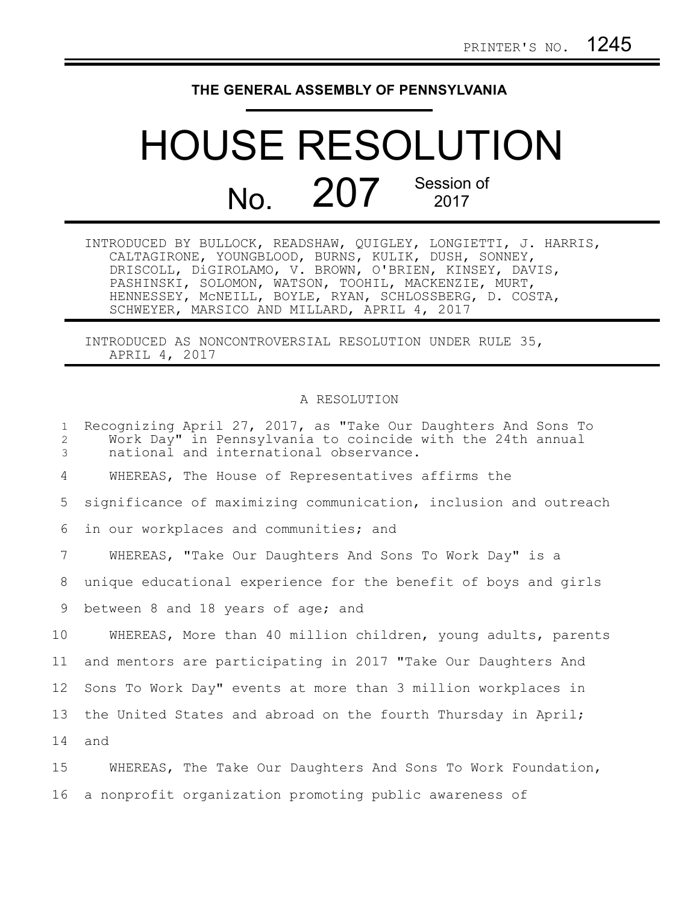PRINTER'S NO. 1245

**THE GENERAL ASSEMBLY OF PENNSYLVANIA**

# HOUSE RESOLUTION

## No. 207 Session of 2017

INTRODUCED BY BULLOCK, READSHAW, QUIGLEY, LONGIETTI, J. HARRIS, CALTAGIRONE, YOUNGBLOOD, BURNS, KULIK, DUSH, SONNEY, DRISCOLL, DiGIROLAMO, V. BROWN, O'BRIEN, KINSEY, DAVIS, PASHINSKI, SOLOMON, WATSON, TOOHIL, MACKENZIE, MURT, HENNESSEY, McNEILL, BOYLE, RYAN, SCHLOSSBERG, D. COSTA, SCHWEYER, MARSICO AND MILLARD, APRIL 4, 2017

INTRODUCED AS NONCONTROVERSIAL RESOLUTION UNDER RULE 35, APRIL 4, 2017

A RESOLUTION

Recognizing April 27, 2017, as "Take Our Daughters And Sons To Work Day" in Pennsylvania to coincide with the 24th annual national and international observance.

WHEREAS, The House of Representatives affirms the significance of maximizing communication, inclusion and outreach in our workplaces and communities; and

WHEREAS, "Take Our Daughters And Sons To Work Day" is a unique educational experience for the benefit of boys and girls between 8 and 18 years of age; and

WHEREAS, More than 40 million children, young adults, parents and mentors are participating in 2017 "Take Our Daughters And Sons To Work Day" events at more than 3 million workplaces in the United States and abroad on the fourth Thursday in April; and

WHEREAS, The Take Our Daughters And Sons To Work Foundation, a nonprofit organization promoting public awareness of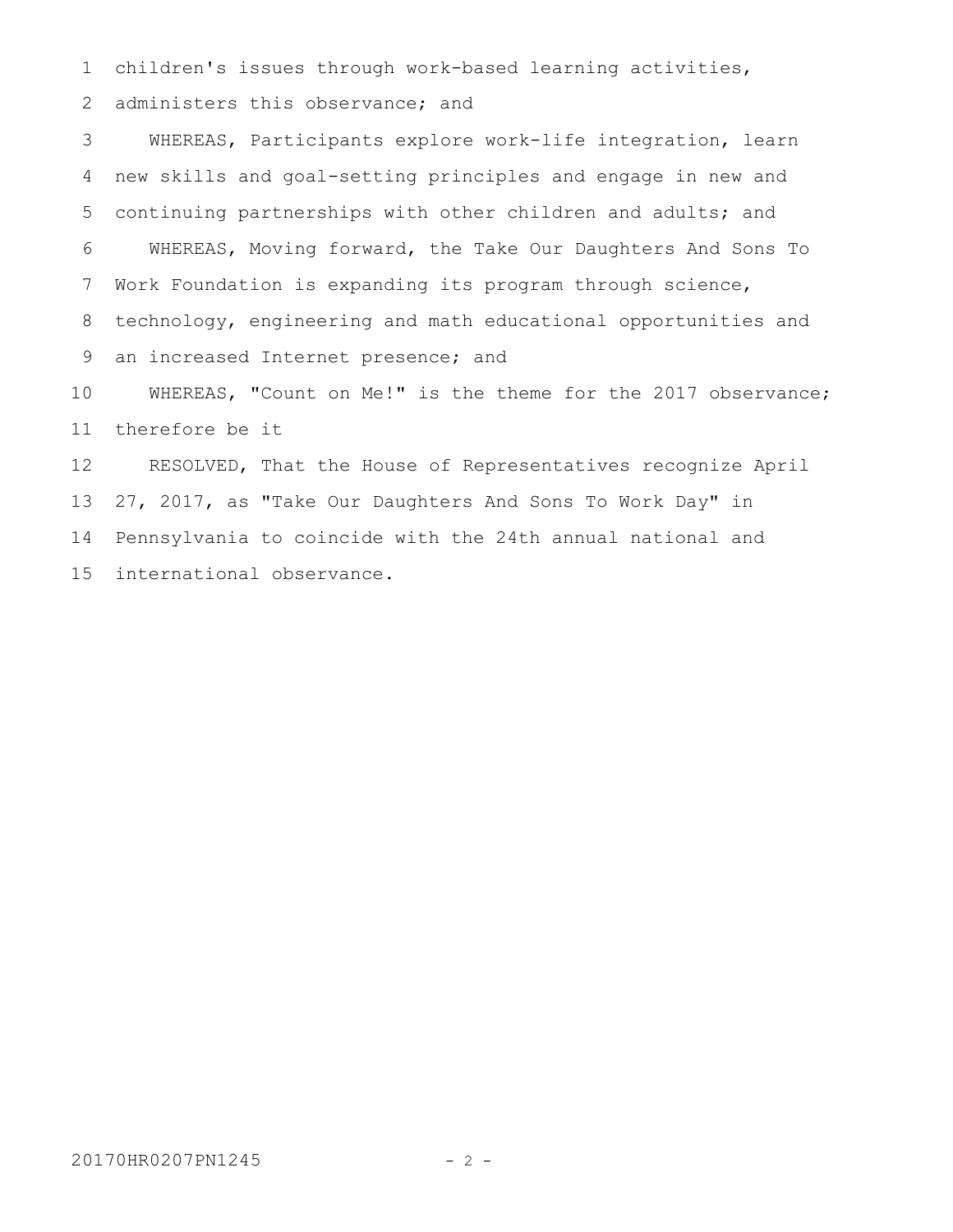children's issues through work-based learning activities, administers this observance; and

WHEREAS, Participants explore work-life integration, learn new skills and goal-setting principles and engage in new and continuing partnerships with other children and adults; and

WHEREAS, Moving forward, the Take Our Daughters And Sons To Work Foundation is expanding its program through science, technology, engineering and math educational opportunities and an increased Internet presence; and

WHEREAS, "Count on Me!" is the theme for the 2017 observance; therefore be it

RESOLVED, That the House of Representatives recognize April 27, 2017, as "Take Our Daughters And Sons To Work Day" in Pennsylvania to coincide with the 24th annual national and international observance.